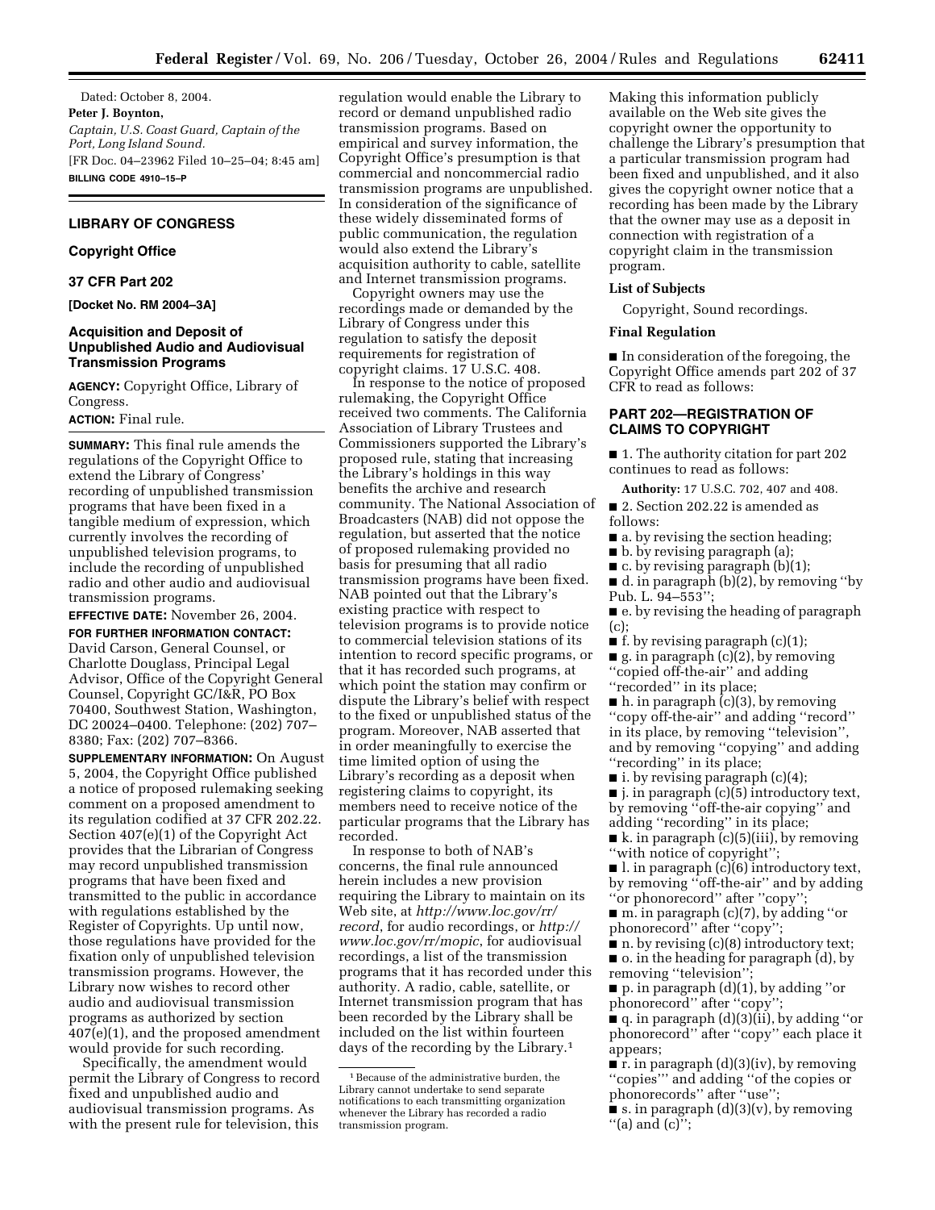Dated: October 8, 2004.

**Peter J. Boynton,**

*Captain, U.S. Coast Guard, Captain of the Port, Long Island Sound.*

[FR Doc. 04–23962 Filed 10–25–04; 8:45 am]

**BILLING CODE 4910–15–P**

## LIBRARY OF CONGRESS

### Copyright Office

### 37 CFR Part 202

**[Docket No. RM 2004–3A]**

### Acquisition and Deposit of Unpublished Audio and Audiovisual Transmission Programs

**AGENCY:** Copyright Office, Library of Congress.

**ACTION:** Final rule.

**SUMMARY:** This final rule amends the regulations of the Copyright Office to extend the Library of Congress' recording of unpublished transmission programs that have been fixed in a tangible medium of expression, which currently involves the recording of unpublished television programs, to include the recording of unpublished radio and other audio and audiovisual transmission programs.

**EFFECTIVE DATE:** November 26, 2004.

**FOR FURTHER INFORMATION CONTACT:** David Carson, General Counsel, or Charlotte Douglass, Principal Legal Advisor, Office of the Copyright General Counsel, Copyright GC/I&R, PO Box 70400, Southwest Station, Washington, DC 20024–0400. Telephone: (202) 707–8380; Fax: (202) 707–8366.

**SUPPLEMENTARY INFORMATION:** On August 5, 2004, the Copyright Office published a notice of proposed rulemaking seeking comment on a proposed amendment to its regulation codified at 37 CFR 202.22. Section 407(e)(1) of the Copyright Act provides that the Librarian of Congress may record unpublished transmission programs that have been fixed and transmitted to the public in accordance with regulations established by the Register of Copyrights. Up until now, those regulations have provided for the fixation only of unpublished television transmission programs. However, the Library now wishes to record other audio and audiovisual transmission programs as authorized by section 407(e)(1), and the proposed amendment would provide for such recording.

Specifically, the amendment would permit the Library of Congress to record fixed and unpublished audio and audiovisual transmission programs. As with the present rule for television, this regulation would enable the Library to record or demand unpublished radio transmission programs. Based on empirical and survey information, the Copyright Office's presumption is that commercial and noncommercial radio transmission programs are unpublished. In consideration of the significance of these widely disseminated forms of public communication, the regulation would also extend the Library's acquisition authority to cable, satellite and Internet transmission programs.

Copyright owners may use the recordings made or demanded by the Library of Congress under this regulation to satisfy the deposit requirements for registration of copyright claims. 17 U.S.C. 408.

In response to the notice of proposed rulemaking, the Copyright Office received two comments. The California Association of Library Trustees and Commissioners supported the Library's proposed rule, stating that increasing the Library's holdings in this way benefits the archive and research community. The National Association of Broadcasters (NAB) did not oppose the regulation, but asserted that the notice of proposed rulemaking provided no basis for presuming that all radio transmission programs have been fixed. NAB pointed out that the Library's existing practice with respect to television programs is to provide notice to commercial television stations of its intention to record specific programs, or that it has recorded such programs, at which point the station may confirm or dispute the Library's belief with respect to the fixed or unpublished status of the program. Moreover, NAB asserted that in order meaningfully to exercise the time limited option of using the Library's recording as a deposit when registering claims to copyright, its members need to receive notice of the particular programs that the Library has recorded.

In response to both of NAB's concerns, the final rule announced herein includes a new provision requiring the Library to maintain on its Web site, at *http://www.loc.gov/rr/record*, for audio recordings, or *http://www.loc.gov/rr/mopic*, for audiovisual recordings, a list of the transmission programs that it has recorded under this authority. A radio, cable, satellite, or Internet transmission program that has been recorded by the Library shall be included on the list within fourteen days of the recording by the Library.[1]

Making this information publicly available on the Web site gives the copyright owner the opportunity to challenge the Library's presumption that a particular transmission program had been fixed and unpublished, and it also gives the copyright owner notice that a recording has been made by the Library that the owner may use as a deposit in connection with registration of a copyright claim in the transmission program.

**List of Subjects**

Copyright, Sound recordings.

**Final Regulation**

■ In consideration of the foregoing, the Copyright Office amends part 202 of 37 CFR to read as follows:

## PART 202—REGISTRATION OF CLAIMS TO COPYRIGHT

■ 1. The authority citation for part 202 continues to read as follows:

**Authority:** 17 U.S.C. 702, 407 and 408.

■ 2. Section 202.22 is amended as follows:

■ a. by revising the section heading;

■ b. by revising paragraph (a);

■ c. by revising paragraph (b)(1);

■ d. in paragraph (b)(2), by removing ''by Pub. L. 94–553'';

■ e. by revising the heading of paragraph (c);

■ f. by revising paragraph (c)(1);

■ g. in paragraph (c)(2), by removing ''copied off-the-air'' and adding ''recorded'' in its place;

■ h. in paragraph (c)(3), by removing ''copy off-the-air'' and adding ''record'' in its place, by removing ''television'', and by removing ''copying'' and adding ''recording'' in its place;

■ i. by revising paragraph (c)(4);

■ j. in paragraph (c)(5) introductory text, by removing ''off-the-air copying'' and adding ''recording'' in its place;

■ k. in paragraph (c)(5)(iii), by removing ''with notice of copyright'';

■ l. in paragraph (c)(6) introductory text, by removing ''off-the-air'' and by adding ''or phonorecord'' after ''copy'';

■ m. in paragraph (c)(7), by adding ''or phonorecord'' after ''copy'';

■ n. by revising (c)(8) introductory text;

■ o. in the heading for paragraph (d), by removing ''television'';

■ p. in paragraph (d)(1), by adding ''or phonorecord'' after ''copy'';

■ q. in paragraph (d)(3)(ii), by adding ''or phonorecord'' after ''copy'' each place it appears;

■ r. in paragraph (d)(3)(iv), by removing ''copies''' and adding ''of the copies or phonorecords'' after ''use'';

■ s. in paragraph (d)(3)(v), by removing ''(a) and (c)'';

---

[1] Because of the administrative burden, the Library cannot undertake to send separate notifications to each transmitting organization whenever the Library has recorded a radio transmission program.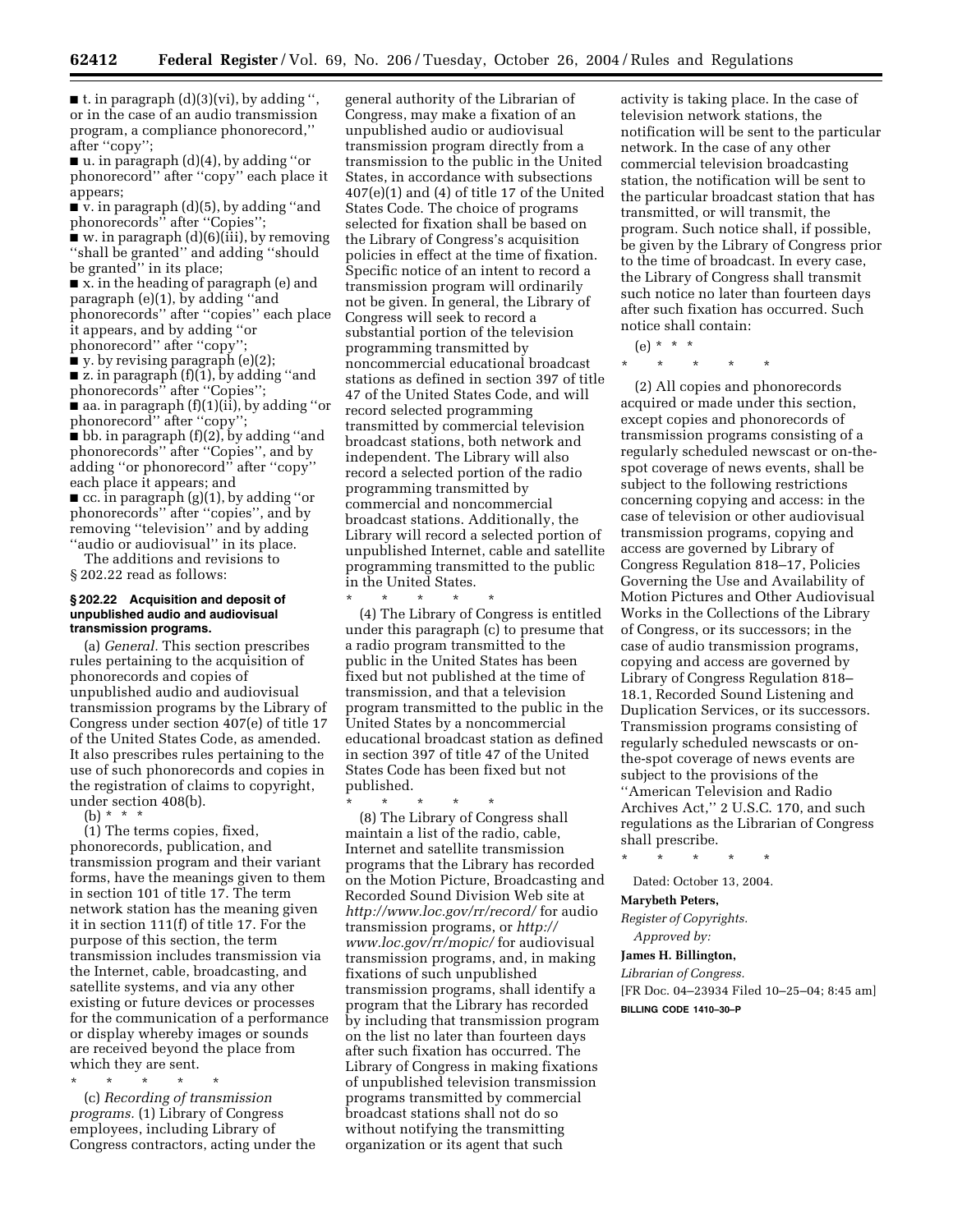■ t. in paragraph (d)(3)(vi), by adding '', or in the case of an audio transmission program, a compliance phonorecord,'' after ''copy'';

■ u. in paragraph (d)(4), by adding ''or phonorecord'' after ''copy'' each place it appears;

■ v. in paragraph (d)(5), by adding ''and phonorecords'' after ''Copies'';

■ w. in paragraph (d)(6)(iii), by removing ''shall be granted'' and adding ''should be granted'' in its place;

■ x. in the heading of paragraph (e) and paragraph (e)(1), by adding ''and phonorecords'' after ''copies'' each place it appears, and by adding ''or phonorecord'' after ''copy'';

■ y. by revising paragraph (e)(2);

■ z. in paragraph (f)(1), by adding ''and phonorecords'' after ''Copies'';

■ aa. in paragraph (f)(1)(ii), by adding ''or phonorecord'' after ''copy'';

■ bb. in paragraph (f)(2), by adding ''and phonorecords'' after ''Copies'', and by adding ''or phonorecord'' after ''copy'' each place it appears; and

■ cc. in paragraph (g)(1), by adding ''or phonorecords'' after ''copies'', and by removing ''television'' and by adding ''audio or audiovisual'' in its place.

The additions and revisions to § 202.22 read as follows:

#### § 202.22 Acquisition and deposit of unpublished audio and audiovisual transmission programs.

(a) *General.* This section prescribes rules pertaining to the acquisition of phonorecords and copies of unpublished audio and audiovisual transmission programs by the Library of Congress under section 407(e) of title 17 of the United States Code, as amended. It also prescribes rules pertaining to the use of such phonorecords and copies in the registration of claims to copyright, under section 408(b).

(b) * * *

(1) The terms copies, fixed, phonorecords, publication, and transmission program and their variant forms, have the meanings given to them in section 101 of title 17. The term network station has the meaning given it in section 111(f) of title 17. For the purpose of this section, the term transmission includes transmission via the Internet, cable, broadcasting, and satellite systems, and via any other existing or future devices or processes for the communication of a performance or display whereby images or sounds are received beyond the place from which they are sent.

\* \* \* \* \*

(c) *Recording of transmission programs.* (1) Library of Congress employees, including Library of Congress contractors, acting under the general authority of the Librarian of Congress, may make a fixation of an unpublished audio or audiovisual transmission program directly from a transmission to the public in the United States, in accordance with subsections 407(e)(1) and (4) of title 17 of the United States Code. The choice of programs selected for fixation shall be based on the Library of Congress's acquisition policies in effect at the time of fixation. Specific notice of an intent to record a transmission program will ordinarily not be given. In general, the Library of Congress will seek to record a substantial portion of the television programming transmitted by noncommercial educational broadcast stations as defined in section 397 of title 47 of the United States Code, and will record selected programming transmitted by commercial television broadcast stations, both network and independent. The Library will also record a selected portion of the radio programming transmitted by commercial and noncommercial broadcast stations. Additionally, the Library will record a selected portion of unpublished Internet, cable and satellite programming transmitted to the public in the United States.

\* \* \* \* \*

(4) The Library of Congress is entitled under this paragraph (c) to presume that a radio program transmitted to the public in the United States has been fixed but not published at the time of transmission, and that a television program transmitted to the public in the United States by a noncommercial educational broadcast station as defined in section 397 of title 47 of the United States Code has been fixed but not published.

\* \* \* \* \*

(8) The Library of Congress shall maintain a list of the radio, cable, Internet and satellite transmission programs that the Library has recorded on the Motion Picture, Broadcasting and Recorded Sound Division Web site at *http://www.loc.gov/rr/record/* for audio transmission programs, or *http://www.loc.gov/rr/mopic/* for audiovisual transmission programs, and, in making fixations of such unpublished transmission programs, shall identify a program that the Library has recorded by including that transmission program on the list no later than fourteen days after such fixation has occurred. The Library of Congress in making fixations of unpublished television transmission programs transmitted by commercial broadcast stations shall not do so without notifying the transmitting organization or its agent that such activity is taking place. In the case of television network stations, the notification will be sent to the particular network. In the case of any other commercial television broadcasting station, the notification will be sent to the particular broadcast station that has transmitted, or will transmit, the program. Such notice shall, if possible, be given by the Library of Congress prior to the time of broadcast. In every case, the Library of Congress shall transmit such notice no later than fourteen days after such fixation has occurred. Such notice shall contain:

(e) * * *

\* \* \* \* \*

(2) All copies and phonorecords acquired or made under this section, except copies and phonorecords of transmission programs consisting of a regularly scheduled newscast or on-the-spot coverage of news events, shall be subject to the following restrictions concerning copying and access: in the case of television or other audiovisual transmission programs, copying and access are governed by Library of Congress Regulation 818–17, Policies Governing the Use and Availability of Motion Pictures and Other Audiovisual Works in the Collections of the Library of Congress, or its successors; in the case of audio transmission programs, copying and access are governed by Library of Congress Regulation 818–18.1, Recorded Sound Listening and Duplication Services, or its successors. Transmission programs consisting of regularly scheduled newscasts or on-the-spot coverage of news events are subject to the provisions of the ''American Television and Radio Archives Act,'' 2 U.S.C. 170, and such regulations as the Librarian of Congress shall prescribe.

\* \* \* \* \*

Dated: October 13, 2004.

**Marybeth Peters,**

*Register of Copyrights.*

*Approved by:*

**James H. Billington,**

*Librarian of Congress.*

[FR Doc. 04–23934 Filed 10–25–04; 8:45 am]

**BILLING CODE 1410–30–P**